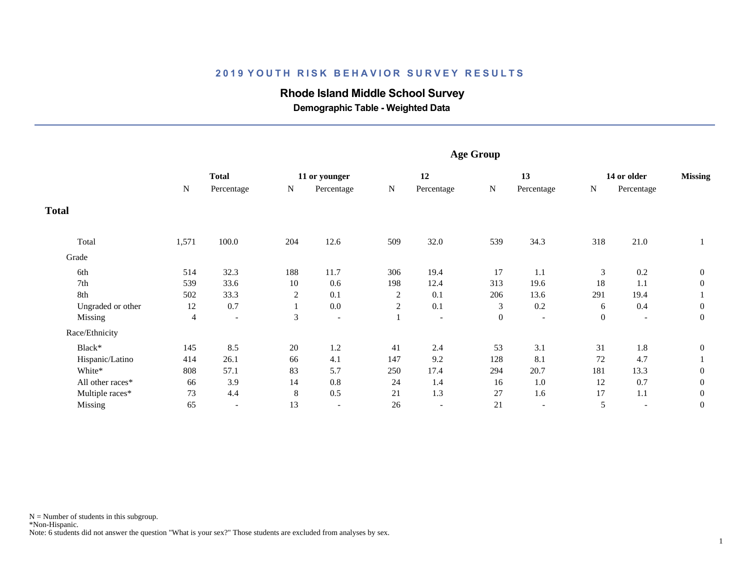## 2019 YOUTH RISK BEHAVIOR SURVEY RESULTS

### Rhode Island Middle School Survey

**Demographic Table - Weighted Data**

| | Total | | Age Group | | | | | | | | |
|---|---|---|---|---|---|---|---|---|---|---|---|
| | Total | | 11 or younger | | 12 | | 13 | | 14 or older | | Missing |
| | N | Percentage | N | Percentage | N | Percentage | N | Percentage | N | Percentage | |
| **Total** | | | | | | | | | | | |
| Total | 1,571 | 100.0 | 204 | 12.6 | 509 | 32.0 | 539 | 34.3 | 318 | 21.0 | 1 |
| Grade | | | | | | | | | | | |
| 6th | 514 | 32.3 | 188 | 11.7 | 306 | 19.4 | 17 | 1.1 | 3 | 0.2 | 0 |
| 7th | 539 | 33.6 | 10 | 0.6 | 198 | 12.4 | 313 | 19.6 | 18 | 1.1 | 0 |
| 8th | 502 | 33.3 | 2 | 0.1 | 2 | 0.1 | 206 | 13.6 | 291 | 19.4 | 1 |
| Ungraded or other | 12 | 0.7 | 1 | 0.0 | 2 | 0.1 | 3 | 0.2 | 6 | 0.4 | 0 |
| Missing | 4 | - | 3 | - | 1 | - | 0 | - | 0 | - | 0 |
| Race/Ethnicity | | | | | | | | | | | |
| Black* | 145 | 8.5 | 20 | 1.2 | 41 | 2.4 | 53 | 3.1 | 31 | 1.8 | 0 |
| Hispanic/Latino | 414 | 26.1 | 66 | 4.1 | 147 | 9.2 | 128 | 8.1 | 72 | 4.7 | 1 |
| White* | 808 | 57.1 | 83 | 5.7 | 250 | 17.4 | 294 | 20.7 | 181 | 13.3 | 0 |
| All other races* | 66 | 3.9 | 14 | 0.8 | 24 | 1.4 | 16 | 1.0 | 12 | 0.7 | 0 |
| Multiple races* | 73 | 4.4 | 8 | 0.5 | 21 | 1.3 | 27 | 1.6 | 17 | 1.1 | 0 |
| Missing | 65 | - | 13 | - | 26 | - | 21 | - | 5 | - | 0 |

N = Number of students in this subgroup.
*Non-Hispanic.
Note: 6 students did not answer the question "What is your sex?" Those students are excluded from analyses by sex.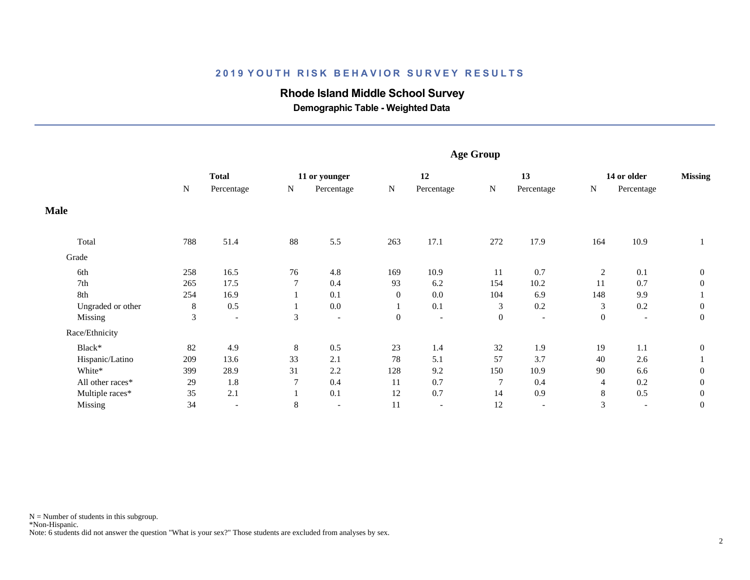## 2019 YOUTH RISK BEHAVIOR SURVEY RESULTS

### Rhode Island Middle School Survey

**Demographic Table - Weighted Data**

| | Total | | 11 or younger | | 12 | | 13 | | 14 or older | | Missing |
|---|---|---|---|---|---|---|---|---|---|---|---|
| | N | Percentage | N | Percentage | N | Percentage | N | Percentage | N | Percentage | |
| **Male** | | | | | | | | | | | |
| Total | 788 | 51.4 | 88 | 5.5 | 263 | 17.1 | 272 | 17.9 | 164 | 10.9 | 1 |
| Grade | | | | | | | | | | | |
| 6th | 258 | 16.5 | 76 | 4.8 | 169 | 10.9 | 11 | 0.7 | 2 | 0.1 | 0 |
| 7th | 265 | 17.5 | 7 | 0.4 | 93 | 6.2 | 154 | 10.2 | 11 | 0.7 | 0 |
| 8th | 254 | 16.9 | 1 | 0.1 | 0 | 0.0 | 104 | 6.9 | 148 | 9.9 | 1 |
| Ungraded or other | 8 | 0.5 | 1 | 0.0 | 1 | 0.1 | 3 | 0.2 | 3 | 0.2 | 0 |
| Missing | 3 | - | 3 | - | 0 | - | 0 | - | 0 | - | 0 |
| Race/Ethnicity | | | | | | | | | | | |
| Black* | 82 | 4.9 | 8 | 0.5 | 23 | 1.4 | 32 | 1.9 | 19 | 1.1 | 0 |
| Hispanic/Latino | 209 | 13.6 | 33 | 2.1 | 78 | 5.1 | 57 | 3.7 | 40 | 2.6 | 1 |
| White* | 399 | 28.9 | 31 | 2.2 | 128 | 9.2 | 150 | 10.9 | 90 | 6.6 | 0 |
| All other races* | 29 | 1.8 | 7 | 0.4 | 11 | 0.7 | 7 | 0.4 | 4 | 0.2 | 0 |
| Multiple races* | 35 | 2.1 | 1 | 0.1 | 12 | 0.7 | 14 | 0.9 | 8 | 0.5 | 0 |
| Missing | 34 | - | 8 | - | 11 | - | 12 | - | 3 | - | 0 |

Age Group columns: 11 or younger, 12, 13, 14 or older, Missing.

N = Number of students in this subgroup.
*Non-Hispanic.
Note: 6 students did not answer the question "What is your sex?" Those students are excluded from analyses by sex.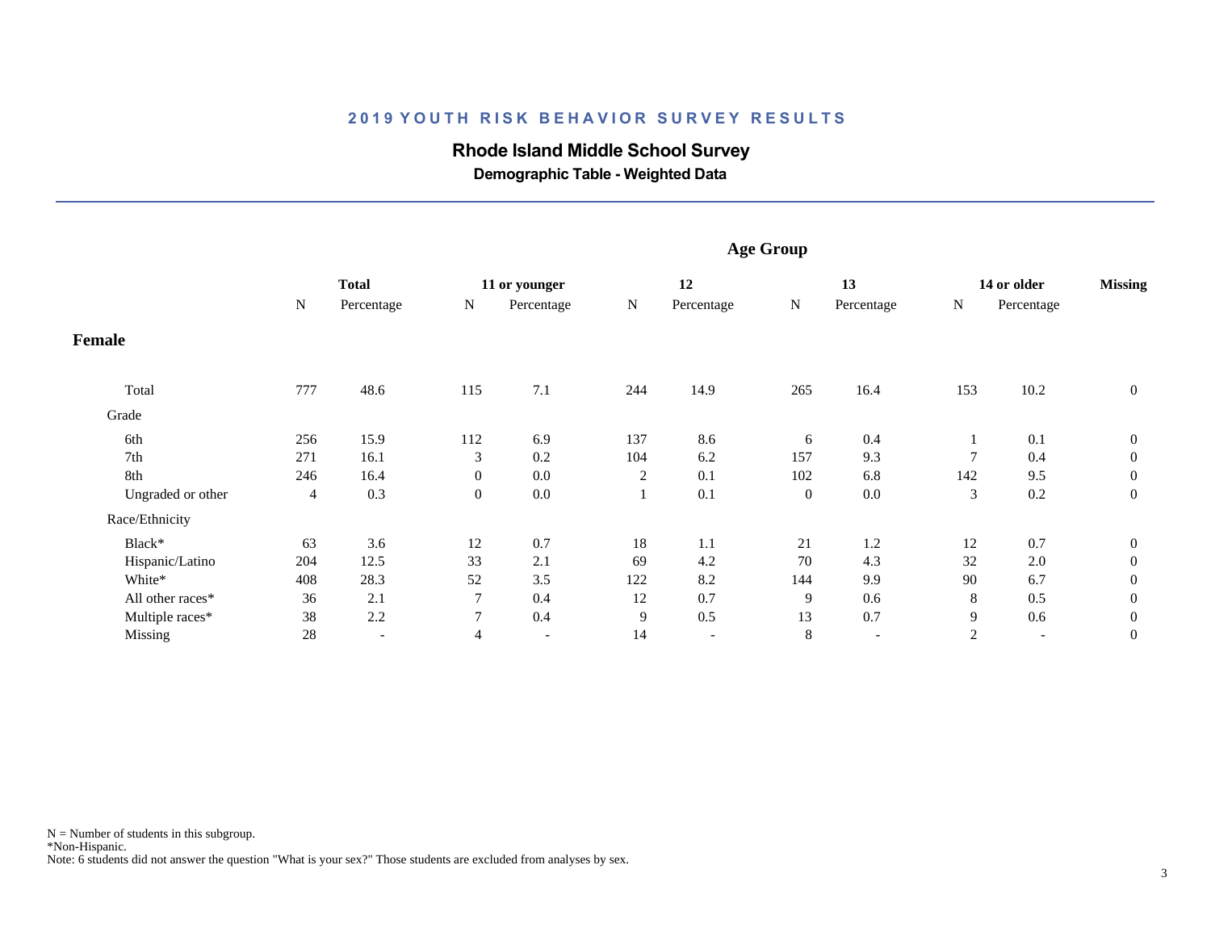## 2019 YOUTH RISK BEHAVIOR SURVEY RESULTS

### Rhode Island Middle School Survey

**Demographic Table - Weighted Data**

| | Total | | 11 or younger | | 12 | | 13 | | 14 or older | | Missing |
|---|---|---|---|---|---|---|---|---|---|---|---|
| | N | Percentage | N | Percentage | N | Percentage | N | Percentage | N | Percentage | |
| **Female** | | | | | | | | | | | |
| Total | 777 | 48.6 | 115 | 7.1 | 244 | 14.9 | 265 | 16.4 | 153 | 10.2 | 0 |
| Grade | | | | | | | | | | | |
| 6th | 256 | 15.9 | 112 | 6.9 | 137 | 8.6 | 6 | 0.4 | 1 | 0.1 | 0 |
| 7th | 271 | 16.1 | 3 | 0.2 | 104 | 6.2 | 157 | 9.3 | 7 | 0.4 | 0 |
| 8th | 246 | 16.4 | 0 | 0.0 | 2 | 0.1 | 102 | 6.8 | 142 | 9.5 | 0 |
| Ungraded or other | 4 | 0.3 | 0 | 0.0 | 1 | 0.1 | 0 | 0.0 | 3 | 0.2 | 0 |
| Race/Ethnicity | | | | | | | | | | | |
| Black* | 63 | 3.6 | 12 | 0.7 | 18 | 1.1 | 21 | 1.2 | 12 | 0.7 | 0 |
| Hispanic/Latino | 204 | 12.5 | 33 | 2.1 | 69 | 4.2 | 70 | 4.3 | 32 | 2.0 | 0 |
| White* | 408 | 28.3 | 52 | 3.5 | 122 | 8.2 | 144 | 9.9 | 90 | 6.7 | 0 |
| All other races* | 36 | 2.1 | 7 | 0.4 | 12 | 0.7 | 9 | 0.6 | 8 | 0.5 | 0 |
| Multiple races* | 38 | 2.2 | 7 | 0.4 | 9 | 0.5 | 13 | 0.7 | 9 | 0.6 | 0 |
| Missing | 28 | - | 4 | - | 14 | - | 8 | - | 2 | - | 0 |

Age Group applies to columns 11 or younger, 12, 13, 14 or older, and Missing.

N = Number of students in this subgroup.
*Non-Hispanic.
Note: 6 students did not answer the question "What is your sex?" Those students are excluded from analyses by sex.